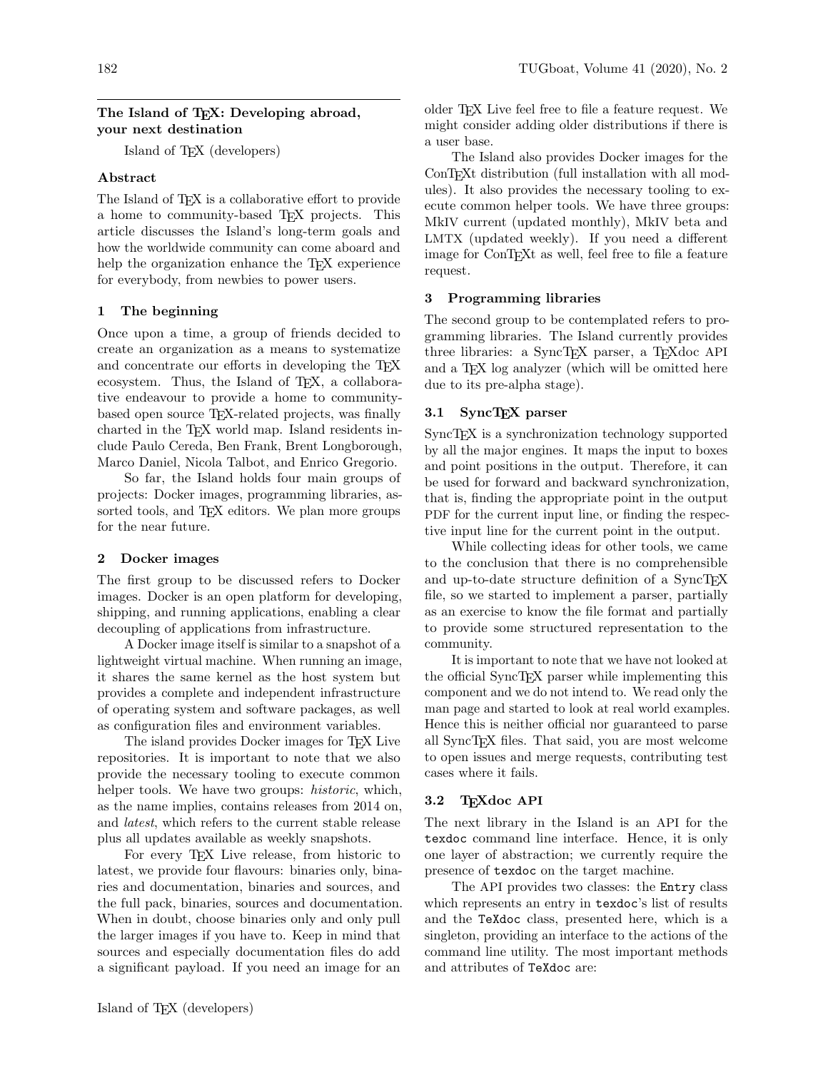# The Island of TeX: Developing abroad, your next destination

Island of TeX (developers)

## Abstract

The Island of TeX is a collaborative effort to provide a home to community-based TeX projects. This article discusses the Island's long-term goals and how the worldwide community can come aboard and help the organization enhance the TeX experience for everybody, from newbies to power users.

## 1 The beginning

Once upon a time, a group of friends decided to create an organization as a means to systematize and concentrate our efforts in developing the TeX ecosystem. Thus, the Island of TeX, a collaborative endeavour to provide a home to community-based open source TeX-related projects, was finally charted in the TeX world map. Island residents include Paulo Cereda, Ben Frank, Brent Longborough, Marco Daniel, Nicola Talbot, and Enrico Gregorio.

So far, the Island holds four main groups of projects: Docker images, programming libraries, assorted tools, and TeX editors. We plan more groups for the near future.

## 2 Docker images

The first group to be discussed refers to Docker images. Docker is an open platform for developing, shipping, and running applications, enabling a clear decoupling of applications from infrastructure.

A Docker image itself is similar to a snapshot of a lightweight virtual machine. When running an image, it shares the same kernel as the host system but provides a complete and independent infrastructure of operating system and software packages, as well as configuration files and environment variables.

The island provides Docker images for TeX Live repositories. It is important to note that we also provide the necessary tooling to execute common helper tools. We have two groups: *historic*, which, as the name implies, contains releases from 2014 on, and *latest*, which refers to the current stable release plus all updates available as weekly snapshots.

For every TeX Live release, from historic to latest, we provide four flavours: binaries only, binaries and documentation, binaries and sources, and the full pack, binaries, sources and documentation. When in doubt, choose binaries only and only pull the larger images if you have to. Keep in mind that sources and especially documentation files do add a significant payload. If you need an image for an older TeX Live feel free to file a feature request. We might consider adding older distributions if there is a user base.

The Island also provides Docker images for the ConTeXt distribution (full installation with all modules). It also provides the necessary tooling to execute common helper tools. We have three groups: MkIV current (updated monthly), MkIV beta and LMTX (updated weekly). If you need a different image for ConTeXt as well, feel free to file a feature request.

## 3 Programming libraries

The second group to be contemplated refers to programming libraries. The Island currently provides three libraries: a SyncTeX parser, a TeXdoc API and a TeX log analyzer (which will be omitted here due to its pre-alpha stage).

### 3.1 SyncTeX parser

SyncTeX is a synchronization technology supported by all the major engines. It maps the input to boxes and point positions in the output. Therefore, it can be used for forward and backward synchronization, that is, finding the appropriate point in the output PDF for the current input line, or finding the respective input line for the current point in the output.

While collecting ideas for other tools, we came to the conclusion that there is no comprehensible and up-to-date structure definition of a SyncTeX file, so we started to implement a parser, partially as an exercise to know the file format and partially to provide some structured representation to the community.

It is important to note that we have not looked at the official SyncTeX parser while implementing this component and we do not intend to. We read only the man page and started to look at real world examples. Hence this is neither official nor guaranteed to parse all SyncTeX files. That said, you are most welcome to open issues and merge requests, contributing test cases where it fails.

### 3.2 TeXdoc API

The next library in the Island is an API for the `texdoc` command line interface. Hence, it is only one layer of abstraction; we currently require the presence of `texdoc` on the target machine.

The API provides two classes: the `Entry` class which represents an entry in `texdoc`'s list of results and the `TeXdoc` class, presented here, which is a singleton, providing an interface to the actions of the command line utility. The most important methods and attributes of `TeXdoc` are: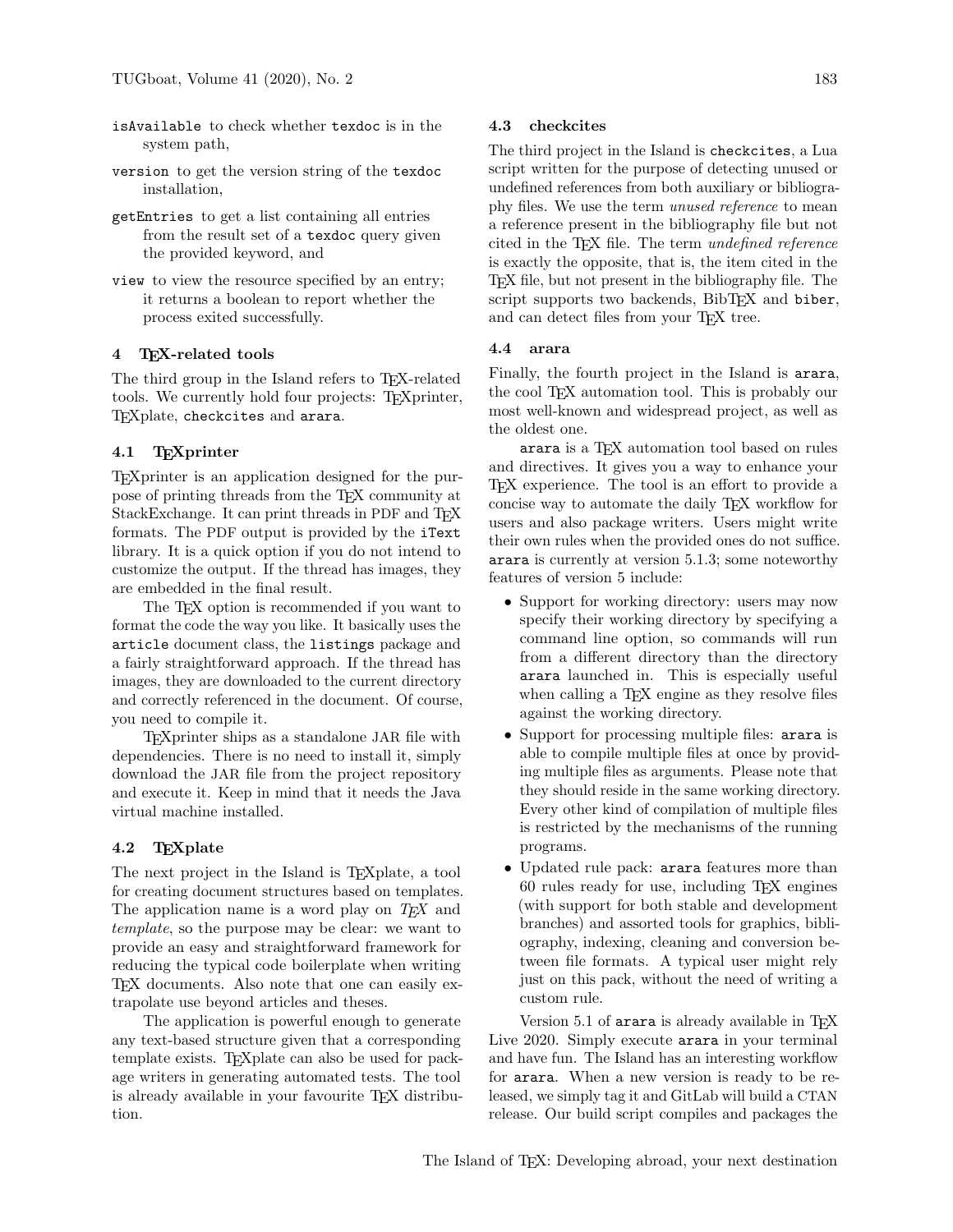isAvailable to check whether texdoc is in the system path,

version to get the version string of the texdoc installation,

getEntries to get a list containing all entries from the result set of a texdoc query given the provided keyword, and

view to view the resource specified by an entry; it returns a boolean to report whether the process exited successfully.

## 4 TEX-related tools

The third group in the Island refers to TEX-related tools. We currently hold four projects: TEXprinter, TEXplate, checkcites and arara.

### 4.1 TEXprinter

TEXprinter is an application designed for the purpose of printing threads from the TEX community at StackExchange. It can print threads in PDF and TEX formats. The PDF output is provided by the iText library. It is a quick option if you do not intend to customize the output. If the thread has images, they are embedded in the final result.

The TEX option is recommended if you want to format the code the way you like. It basically uses the article document class, the listings package and a fairly straightforward approach. If the thread has images, they are downloaded to the current directory and correctly referenced in the document. Of course, you need to compile it.

TEXprinter ships as a standalone JAR file with dependencies. There is no need to install it, simply download the JAR file from the project repository and execute it. Keep in mind that it needs the Java virtual machine installed.

### 4.2 TEXplate

The next project in the Island is TEXplate, a tool for creating document structures based on templates. The application name is a word play on *TEX* and *template*, so the purpose may be clear: we want to provide an easy and straightforward framework for reducing the typical code boilerplate when writing TEX documents. Also note that one can easily extrapolate use beyond articles and theses.

The application is powerful enough to generate any text-based structure given that a corresponding template exists. TEXplate can also be used for package writers in generating automated tests. The tool is already available in your favourite TEX distribution.

### 4.3 checkcites

The third project in the Island is checkcites, a Lua script written for the purpose of detecting unused or undefined references from both auxiliary or bibliography files. We use the term *unused reference* to mean a reference present in the bibliography file but not cited in the TEX file. The term *undefined reference* is exactly the opposite, that is, the item cited in the TEX file, but not present in the bibliography file. The script supports two backends, BibTEX and biber, and can detect files from your TEX tree.

### 4.4 arara

Finally, the fourth project in the Island is arara, the cool TEX automation tool. This is probably our most well-known and widespread project, as well as the oldest one.

arara is a TEX automation tool based on rules and directives. It gives you a way to enhance your TEX experience. The tool is an effort to provide a concise way to automate the daily TEX workflow for users and also package writers. Users might write their own rules when the provided ones do not suffice. arara is currently at version 5.1.3; some noteworthy features of version 5 include:

- Support for working directory: users may now specify their working directory by specifying a command line option, so commands will run from a different directory than the directory arara launched in. This is especially useful when calling a TEX engine as they resolve files against the working directory.
- Support for processing multiple files: arara is able to compile multiple files at once by providing multiple files as arguments. Please note that they should reside in the same working directory. Every other kind of compilation of multiple files is restricted by the mechanisms of the running programs.
- Updated rule pack: arara features more than 60 rules ready for use, including TEX engines (with support for both stable and development branches) and assorted tools for graphics, bibliography, indexing, cleaning and conversion between file formats. A typical user might rely just on this pack, without the need of writing a custom rule.

Version 5.1 of arara is already available in TEX Live 2020. Simply execute arara in your terminal and have fun. The Island has an interesting workflow for arara. When a new version is ready to be released, we simply tag it and GitLab will build a CTAN release. Our build script compiles and packages the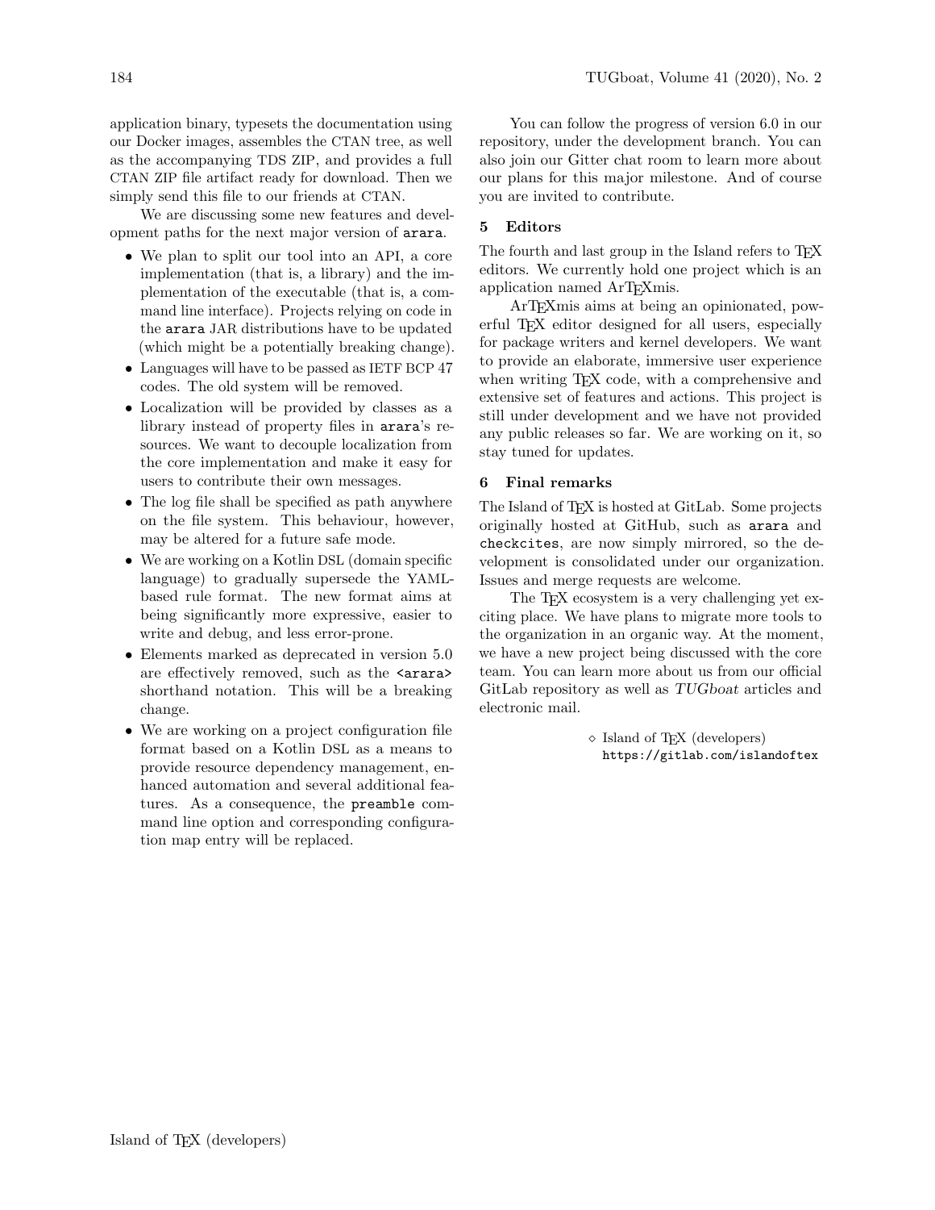application binary, typesets the documentation using our Docker images, assembles the CTAN tree, as well as the accompanying TDS ZIP, and provides a full CTAN ZIP file artifact ready for download. Then we simply send this file to our friends at CTAN.

We are discussing some new features and development paths for the next major version of `arara`.

- We plan to split our tool into an API, a core implementation (that is, a library) and the implementation of the executable (that is, a command line interface). Projects relying on code in the `arara` JAR distributions have to be updated (which might be a potentially breaking change).
- Languages will have to be passed as IETF BCP 47 codes. The old system will be removed.
- Localization will be provided by classes as a library instead of property files in `arara`'s resources. We want to decouple localization from the core implementation and make it easy for users to contribute their own messages.
- The log file shall be specified as path anywhere on the file system. This behaviour, however, may be altered for a future safe mode.
- We are working on a Kotlin DSL (domain specific language) to gradually supersede the YAML-based rule format. The new format aims at being significantly more expressive, easier to write and debug, and less error-prone.
- Elements marked as deprecated in version 5.0 are effectively removed, such as the `<arara>` shorthand notation. This will be a breaking change.
- We are working on a project configuration file format based on a Kotlin DSL as a means to provide resource dependency management, enhanced automation and several additional features. As a consequence, the `preamble` command line option and corresponding configuration map entry will be replaced.

You can follow the progress of version 6.0 in our repository, under the development branch. You can also join our Gitter chat room to learn more about our plans for this major milestone. And of course you are invited to contribute.

## 5 Editors

The fourth and last group in the Island refers to TeX editors. We currently hold one project which is an application named ArTeXmis.

ArTeXmis aims at being an opinionated, powerful TeX editor designed for all users, especially for package writers and kernel developers. We want to provide an elaborate, immersive user experience when writing TeX code, with a comprehensive and extensive set of features and actions. This project is still under development and we have not provided any public releases so far. We are working on it, so stay tuned for updates.

## 6 Final remarks

The Island of TeX is hosted at GitLab. Some projects originally hosted at GitHub, such as `arara` and `checkcites`, are now simply mirrored, so the development is consolidated under our organization. Issues and merge requests are welcome.

The TeX ecosystem is a very challenging yet exciting place. We have plans to migrate more tools to the organization in an organic way. At the moment, we have a new project being discussed with the core team. You can learn more about us from our official GitLab repository as well as *TUGboat* articles and electronic mail.

◇ Island of TeX (developers)
`https://gitlab.com/islandoftex`